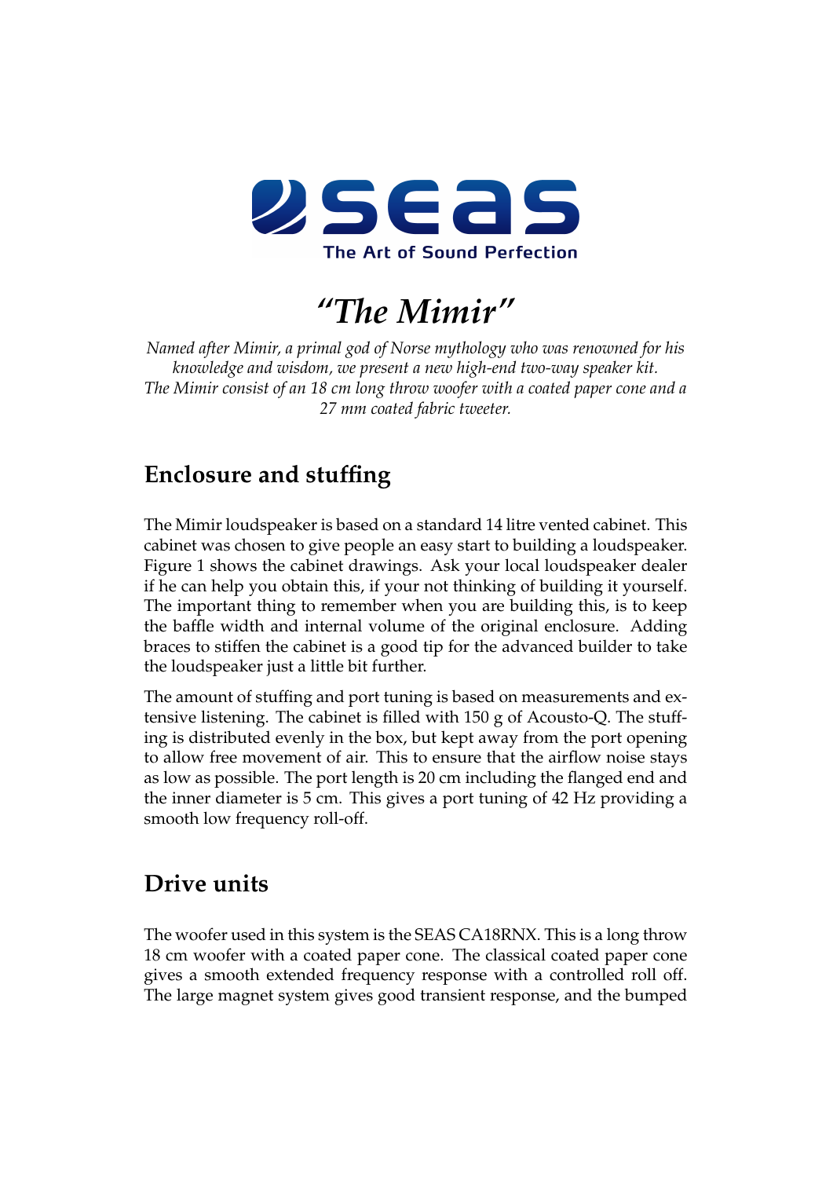SEAS

The Art of Sound Perfection

# *"The Mimir"*

*Named after Mimir, a primal god of Norse mythology who was renowned for his knowledge and wisdom, we present a new high-end two-way speaker kit. The Mimir consist of an 18 cm long throw woofer with a coated paper cone and a 27 mm coated fabric tweeter.*

## Enclosure and stuffing

The Mimir loudspeaker is based on a standard 14 litre vented cabinet. This cabinet was chosen to give people an easy start to building a loudspeaker. Figure 1 shows the cabinet drawings. Ask your local loudspeaker dealer if he can help you obtain this, if your not thinking of building it yourself. The important thing to remember when you are building this, is to keep the baffle width and internal volume of the original enclosure. Adding braces to stiffen the cabinet is a good tip for the advanced builder to take the loudspeaker just a little bit further.

The amount of stuffing and port tuning is based on measurements and extensive listening. The cabinet is filled with 150 g of Acousto-Q. The stuffing is distributed evenly in the box, but kept away from the port opening to allow free movement of air. This to ensure that the airflow noise stays as low as possible. The port length is 20 cm including the flanged end and the inner diameter is 5 cm. This gives a port tuning of 42 Hz providing a smooth low frequency roll-off.

## Drive units

The woofer used in this system is the SEAS CA18RNX. This is a long throw 18 cm woofer with a coated paper cone. The classical coated paper cone gives a smooth extended frequency response with a controlled roll off. The large magnet system gives good transient response, and the bumped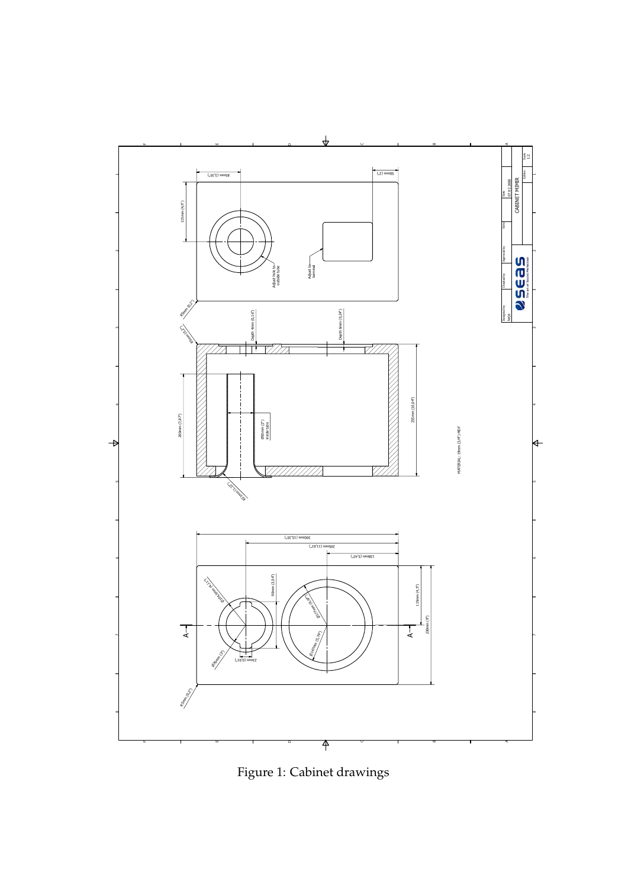Figure 1: Cabinet drawings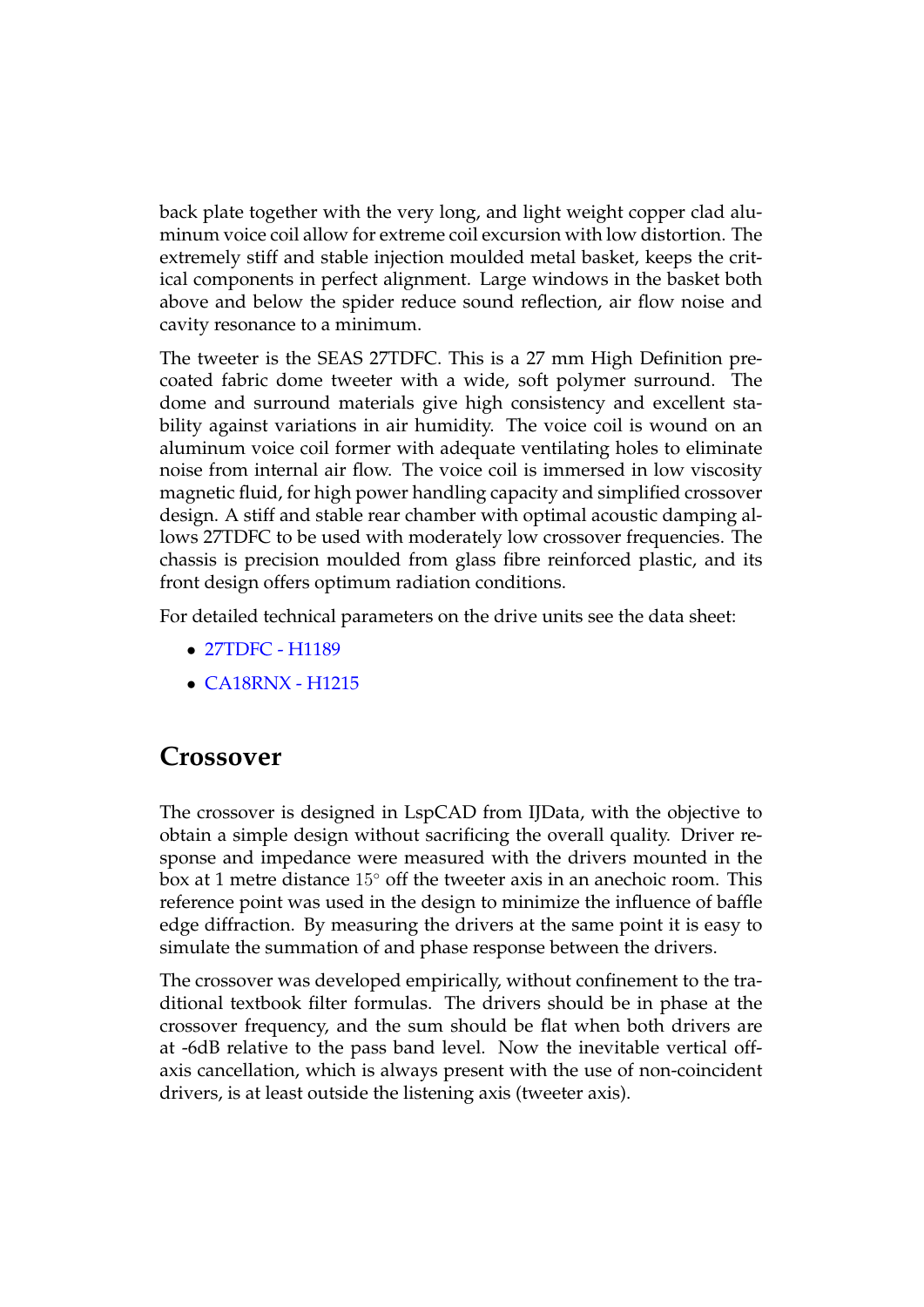back plate together with the very long, and light weight copper clad aluminum voice coil allow for extreme coil excursion with low distortion. The extremely stiff and stable injection moulded metal basket, keeps the critical components in perfect alignment. Large windows in the basket both above and below the spider reduce sound reflection, air flow noise and cavity resonance to a minimum.

The tweeter is the SEAS 27TDFC. This is a 27 mm High Definition precoated fabric dome tweeter with a wide, soft polymer surround. The dome and surround materials give high consistency and excellent stability against variations in air humidity. The voice coil is wound on an aluminum voice coil former with adequate ventilating holes to eliminate noise from internal air flow. The voice coil is immersed in low viscosity magnetic fluid, for high power handling capacity and simplified crossover design. A stiff and stable rear chamber with optimal acoustic damping allows 27TDFC to be used with moderately low crossover frequencies. The chassis is precision moulded from glass fibre reinforced plastic, and its front design offers optimum radiation conditions.

For detailed technical parameters on the drive units see the data sheet:

- 27TDFC - H1189
- CA18RNX - H1215

## Crossover

The crossover is designed in LspCAD from IJData, with the objective to obtain a simple design without sacrificing the overall quality. Driver response and impedance were measured with the drivers mounted in the box at 1 metre distance $15^{\circ}$ off the tweeter axis in an anechoic room. This reference point was used in the design to minimize the influence of baffle edge diffraction. By measuring the drivers at the same point it is easy to simulate the summation of and phase response between the drivers.

The crossover was developed empirically, without confinement to the traditional textbook filter formulas. The drivers should be in phase at the crossover frequency, and the sum should be flat when both drivers are at -6dB relative to the pass band level. Now the inevitable vertical off-axis cancellation, which is always present with the use of non-coincident drivers, is at least outside the listening axis (tweeter axis).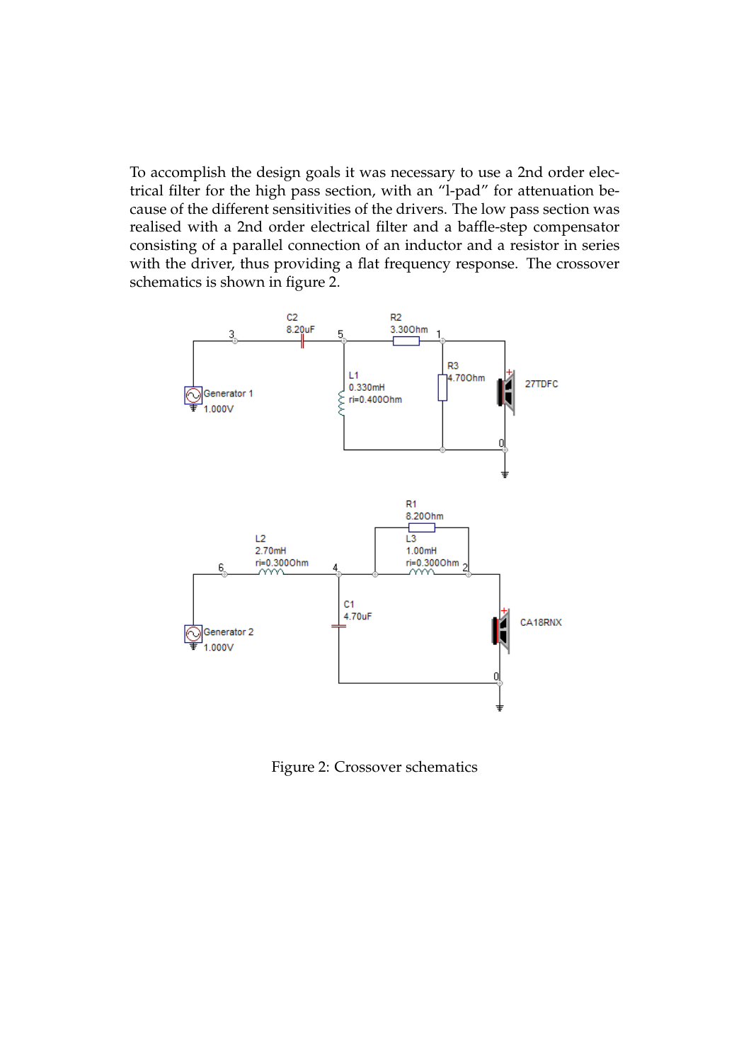To accomplish the design goals it was necessary to use a 2nd order electrical filter for the high pass section, with an "l-pad" for attenuation because of the different sensitivities of the drivers. The low pass section was realised with a 2nd order electrical filter and a baffle-step compensator consisting of a parallel connection of an inductor and a resistor in series with the driver, thus providing a flat frequency response. The crossover schematics is shown in figure 2.

Figure 2: Crossover schematics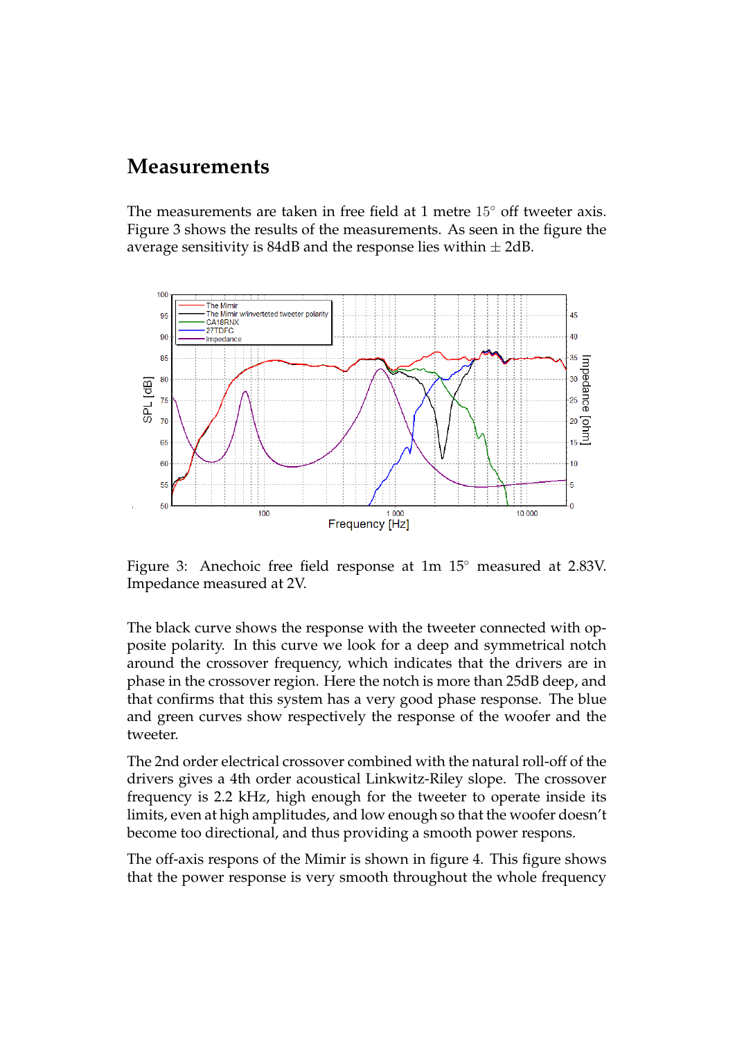## Measurements

The measurements are taken in free field at 1 metre $15^\circ$ off tweeter axis. Figure 3 shows the results of the measurements. As seen in the figure the average sensitivity is 84dB and the response lies within $\pm$ 2dB.

Figure 3: Anechoic free field response at 1m $15^\circ$ measured at 2.83V. Impedance measured at 2V.

The black curve shows the response with the tweeter connected with opposite polarity. In this curve we look for a deep and symmetrical notch around the crossover frequency, which indicates that the drivers are in phase in the crossover region. Here the notch is more than 25dB deep, and that confirms that this system has a very good phase response. The blue and green curves show respectively the response of the woofer and the tweeter.

The 2nd order electrical crossover combined with the natural roll-off of the drivers gives a 4th order acoustical Linkwitz-Riley slope. The crossover frequency is 2.2 kHz, high enough for the tweeter to operate inside its limits, even at high amplitudes, and low enough so that the woofer doesn't become too directional, and thus providing a smooth power respons.

The off-axis respons of the Mimir is shown in figure 4. This figure shows that the power response is very smooth throughout the whole frequency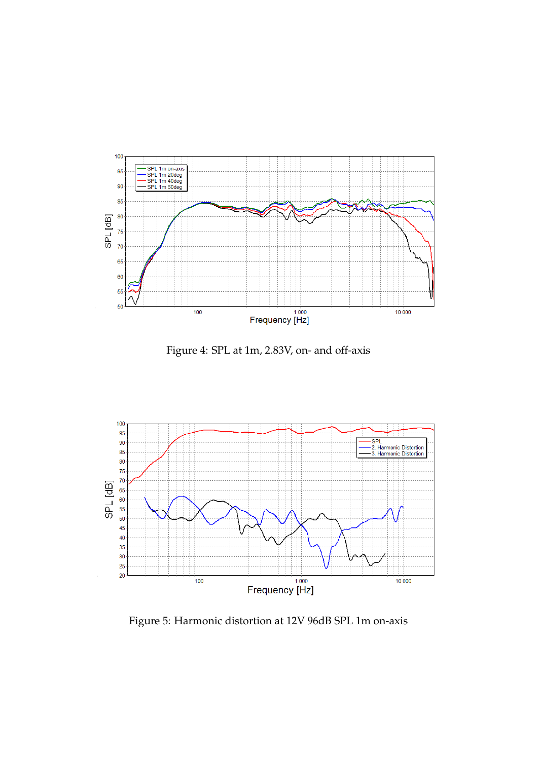Figure 4: SPL at 1m, 2.83V, on- and off-axis

Figure 5: Harmonic distortion at 12V 96dB SPL 1m on-axis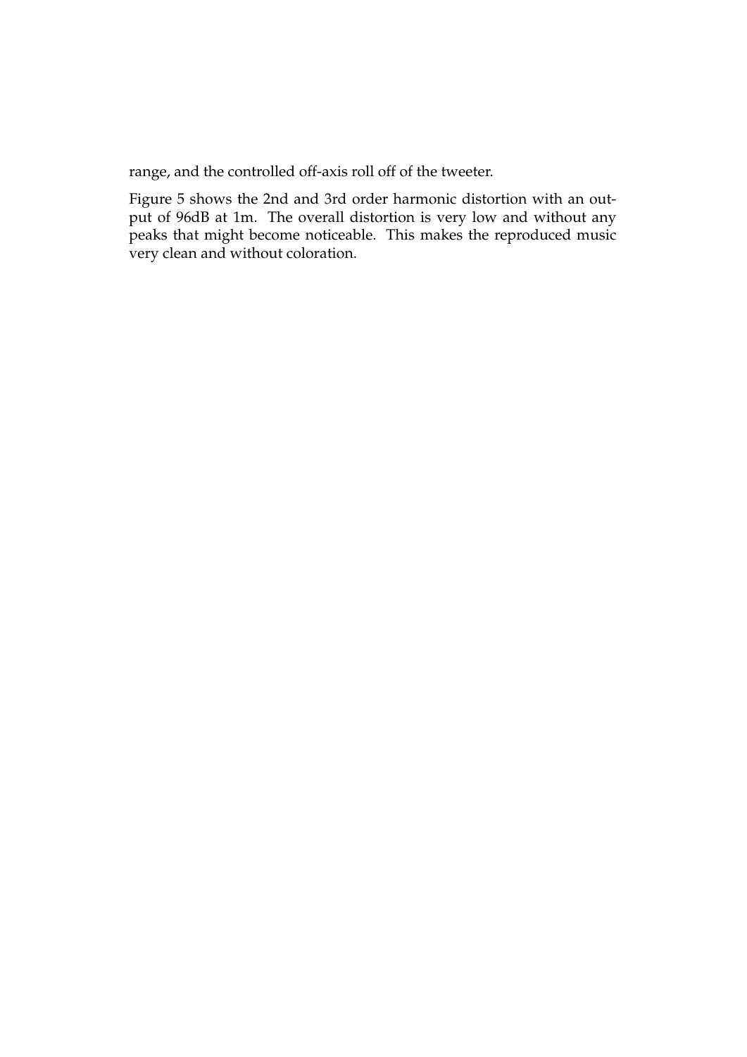range, and the controlled off-axis roll off of the tweeter.

Figure 5 shows the 2nd and 3rd order harmonic distortion with an output of 96dB at 1m. The overall distortion is very low and without any peaks that might become noticeable. This makes the reproduced music very clean and without coloration.